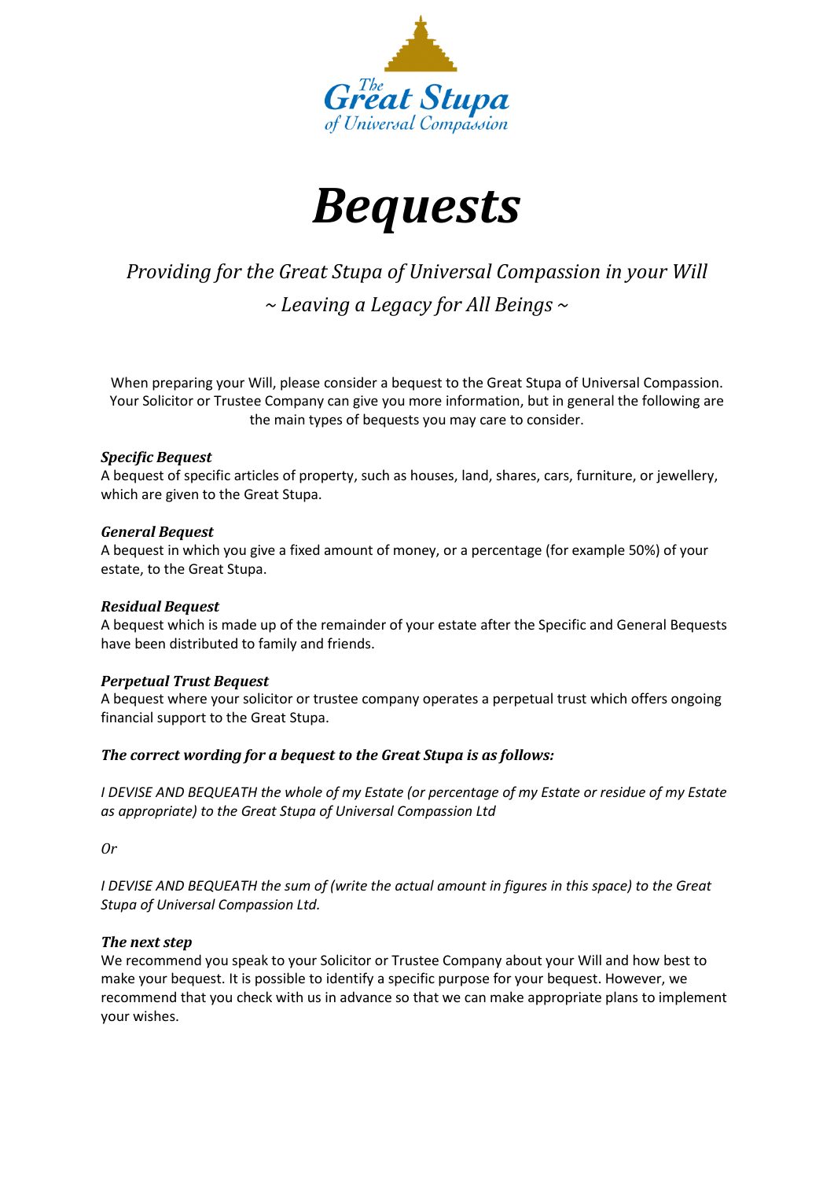The Great Stupa of Universal Compassion

# *Bequests*

*Providing for the Great Stupa of Universal Compassion in your Will*

*~ Leaving a Legacy for All Beings ~*

When preparing your Will, please consider a bequest to the Great Stupa of Universal Compassion. Your Solicitor or Trustee Company can give you more information, but in general the following are the main types of bequests you may care to consider.

***Specific Bequest***
A bequest of specific articles of property, such as houses, land, shares, cars, furniture, or jewellery, which are given to the Great Stupa.

***General Bequest***
A bequest in which you give a fixed amount of money, or a percentage (for example 50%) of your estate, to the Great Stupa.

***Residual Bequest***
A bequest which is made up of the remainder of your estate after the Specific and General Bequests have been distributed to family and friends.

***Perpetual Trust Bequest***
A bequest where your solicitor or trustee company operates a perpetual trust which offers ongoing financial support to the Great Stupa.

***The correct wording for a bequest to the Great Stupa is as follows:***

*I DEVISE AND BEQUEATH the whole of my Estate (or percentage of my Estate or residue of my Estate as appropriate) to the Great Stupa of Universal Compassion Ltd*

*Or*

*I DEVISE AND BEQUEATH the sum of (write the actual amount in figures in this space) to the Great Stupa of Universal Compassion Ltd.*

***The next step***
We recommend you speak to your Solicitor or Trustee Company about your Will and how best to make your bequest. It is possible to identify a specific purpose for your bequest. However, we recommend that you check with us in advance so that we can make appropriate plans to implement your wishes.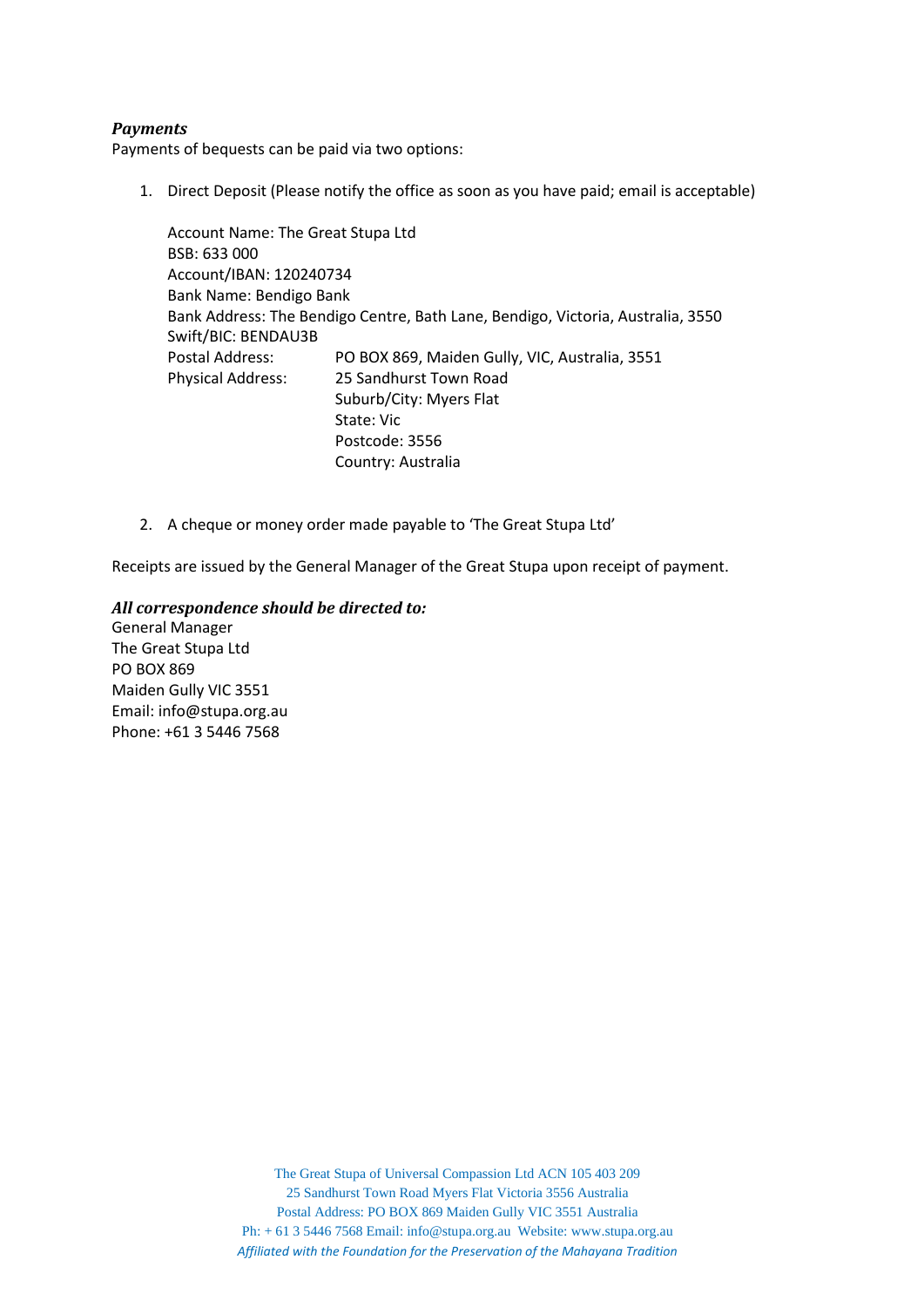***Payments***

Payments of bequests can be paid via two options:

1. Direct Deposit (Please notify the office as soon as you have paid; email is acceptable)

   Account Name: The Great Stupa Ltd
   BSB: 633 000
   Account/IBAN: 120240734
   Bank Name: Bendigo Bank
   Bank Address: The Bendigo Centre, Bath Lane, Bendigo, Victoria, Australia, 3550
   Swift/BIC: BENDAU3B
   Postal Address: PO BOX 869, Maiden Gully, VIC, Australia, 3551
   Physical Address: 25 Sandhurst Town Road
   Suburb/City: Myers Flat
   State: Vic
   Postcode: 3556
   Country: Australia

2. A cheque or money order made payable to 'The Great Stupa Ltd'

Receipts are issued by the General Manager of the Great Stupa upon receipt of payment.

***All correspondence should be directed to:***

General Manager
The Great Stupa Ltd
PO BOX 869
Maiden Gully VIC 3551
Email: info@stupa.org.au
Phone: +61 3 5446 7568

The Great Stupa of Universal Compassion Ltd ACN 105 403 209
25 Sandhurst Town Road Myers Flat Victoria 3556 Australia
Postal Address: PO BOX 869 Maiden Gully VIC 3551 Australia
Ph: + 61 3 5446 7568 Email: info@stupa.org.au Website: www.stupa.org.au
*Affiliated with the Foundation for the Preservation of the Mahayana Tradition*